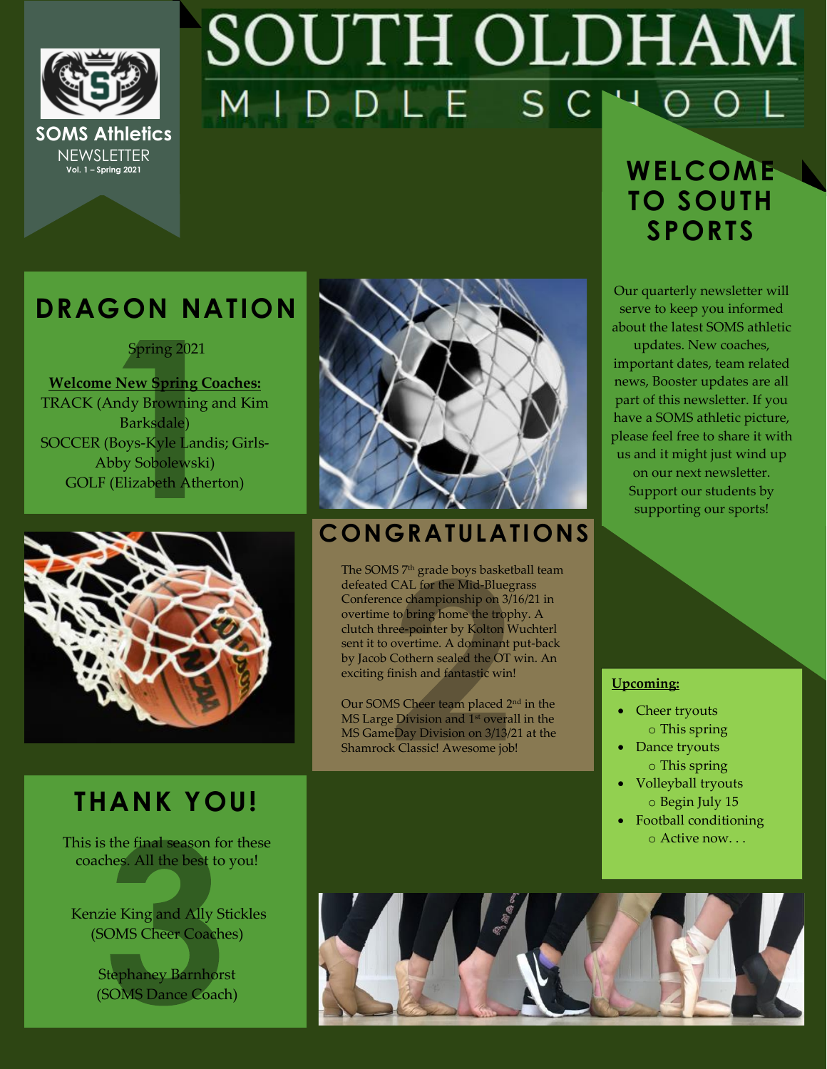# SOUTH OLDHAM MIDDLE SCHOOL

**SOMS Athletics**
NEWSLETTER
**Vol. 1 – Spring 2021**

## WELCOME TO SOUTH SPORTS

Our quarterly newsletter will serve to keep you informed about the latest SOMS athletic updates. New coaches, important dates, team related news, Booster updates are all part of this newsletter. If you have a SOMS athletic picture, please feel free to share it with us and it might just wind up on our next newsletter. Support our students by supporting our sports!

## DRAGON NATION

Spring 2021

**Welcome New Spring Coaches:**

TRACK (Andy Browning and Kim Barksdale)
SOCCER (Boys-Kyle Landis; Girls-Abby Sobolewski)
GOLF (Elizabeth Atherton)

## CONGRATULATIONS

The SOMS 7th grade boys basketball team defeated CAL for the Mid-Bluegrass Conference championship on 3/16/21 in overtime to bring home the trophy. A clutch three-pointer by Kolton Wuchterl sent it to overtime. A dominant put-back by Jacob Cothern sealed the OT win. An exciting finish and fantastic win!

Our SOMS Cheer team placed 2nd in the MS Large Division and 1st overall in the MS GameDay Division on 3/13/21 at the Shamrock Classic! Awesome job!

**Upcoming:**

- Cheer tryouts
  - This spring
- Dance tryouts
  - This spring
- Volleyball tryouts
  - Begin July 15
- Football conditioning
  - Active now. . .

## THANK YOU!

This is the final season for these coaches. All the best to you!

Kenzie King and Ally Stickles
(SOMS Cheer Coaches)

Stephaney Barnhorst
(SOMS Dance Coach)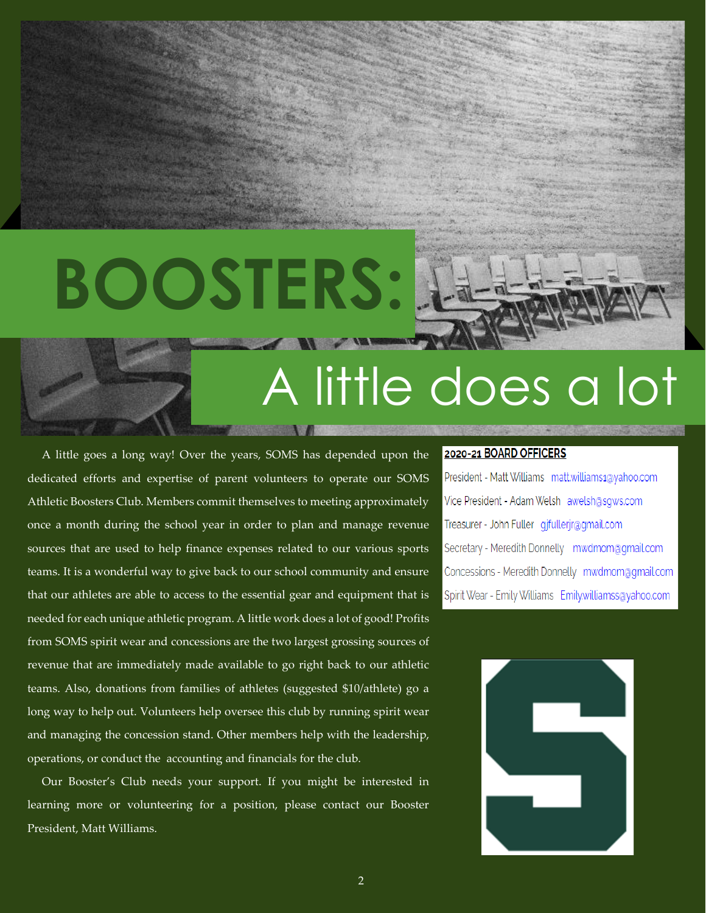# BOOSTERS:

## A little does a lot

A little goes a long way! Over the years, SOMS has depended upon the dedicated efforts and expertise of parent volunteers to operate our SOMS Athletic Boosters Club. Members commit themselves to meeting approximately once a month during the school year in order to plan and manage revenue sources that are used to help finance expenses related to our various sports teams. It is a wonderful way to give back to our school community and ensure that our athletes are able to access to the essential gear and equipment that is needed for each unique athletic program. A little work does a lot of good! Profits from SOMS spirit wear and concessions are the two largest grossing sources of revenue that are immediately made available to go right back to our athletic teams. Also, donations from families of athletes (suggested $10/athlete) go a long way to help out. Volunteers help oversee this club by running spirit wear and managing the concession stand. Other members help with the leadership, operations, or conduct the accounting and financials for the club.

Our Booster's Club needs your support. If you might be interested in learning more or volunteering for a position, please contact our Booster President, Matt Williams.

**2020-21 BOARD OFFICERS**

President - Matt Williams matt.williams1@yahoo.com

Vice President - Adam Welsh awelsh@sgws.com

Treasurer - John Fuller gjfullerjr@gmail.com

Secretary - Meredith Donnelly mwdmom@gmail.com

Concessions - Meredith Donnelly mwdmom@gmail.com

Spirit Wear - Emily Williams Emilywilliamss@yahoo.com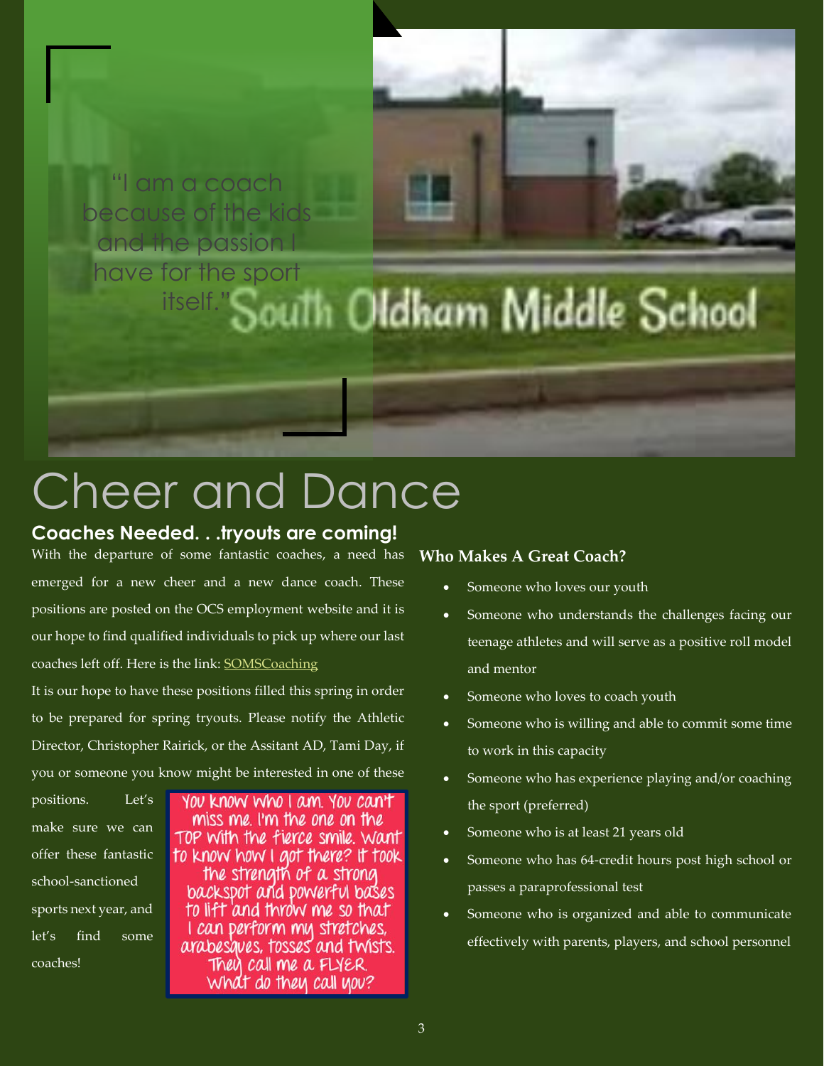"I am a coach because of the kids and the passion I have for the sport itself."

# Cheer and Dance

## Coaches Needed. . .tryouts are coming!

With the departure of some fantastic coaches, a need has emerged for a new cheer and a new dance coach. These positions are posted on the OCS employment website and it is our hope to find qualified individuals to pick up where our last coaches left off. Here is the link: [SOMSCoaching]()

It is our hope to have these positions filled this spring in order to be prepared for spring tryouts. Please notify the Athletic Director, Christopher Rairick, or the Assitant AD, Tami Day, if you or someone you know might be interested in one of these positions. Let's make sure we can offer these fantastic school-sanctioned sports next year, and let's find some coaches!

You know who I am. You can't miss me. I'm the one on the TOP with the fierce smile. Want to know how I got there? It took the strength of a strong backspot and powerful bases to lift and throw me so that I can perform my stretches, arabesques, tosses and twists. They call me a FLYER. What do they call you?

### Who Makes A Great Coach?

- Someone who loves our youth
- Someone who understands the challenges facing our teenage athletes and will serve as a positive roll model and mentor
- Someone who loves to coach youth
- Someone who is willing and able to commit some time to work in this capacity
- Someone who has experience playing and/or coaching the sport (preferred)
- Someone who is at least 21 years old
- Someone who has 64-credit hours post high school or passes a paraprofessional test
- Someone who is organized and able to communicate effectively with parents, players, and school personnel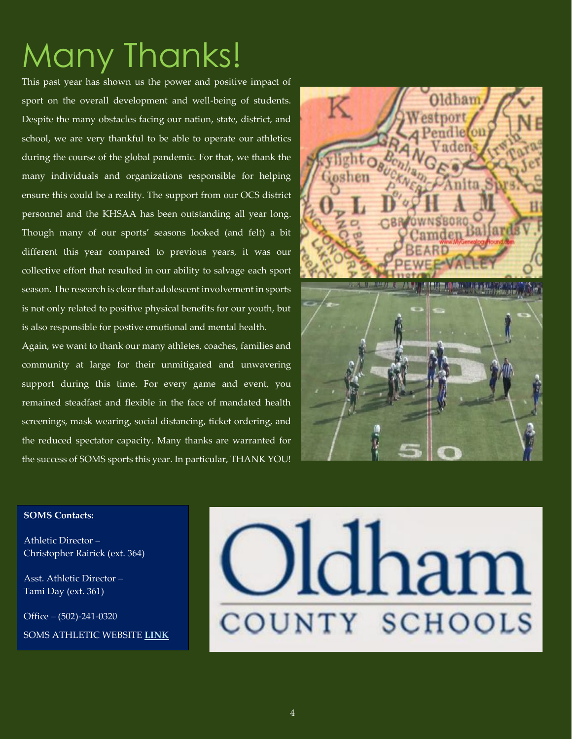# Many Thanks!

This past year has shown us the power and positive impact of sport on the overall development and well-being of students. Despite the many obstacles facing our nation, state, district, and school, we are very thankful to be able to operate our athletics during the course of the global pandemic. For that, we thank the many individuals and organizations responsible for helping ensure this could be a reality. The support from our OCS district personnel and the KHSAA has been outstanding all year long. Though many of our sports' seasons looked (and felt) a bit different this year compared to previous years, it was our collective effort that resulted in our ability to salvage each sport season. The research is clear that adolescent involvement in sports is not only related to positive physical benefits for our youth, but is also responsible for postive emotional and mental health.

Again, we want to thank our many athletes, coaches, families and community at large for their unmitigated and unwavering support during this time. For every game and event, you remained steadfast and flexible in the face of mandated health screenings, mask wearing, social distancing, ticket ordering, and the reduced spectator capacity. Many thanks are warranted for the success of SOMS sports this year. In particular, THANK YOU!

**SOMS Contacts:**

Athletic Director –
Christopher Rairick (ext. 364)

Asst. Athletic Director –
Tami Day (ext. 361)

Office – (502)-241-0320

SOMS ATHLETIC WEBSITE **LINK**

Oldham
COUNTY SCHOOLS